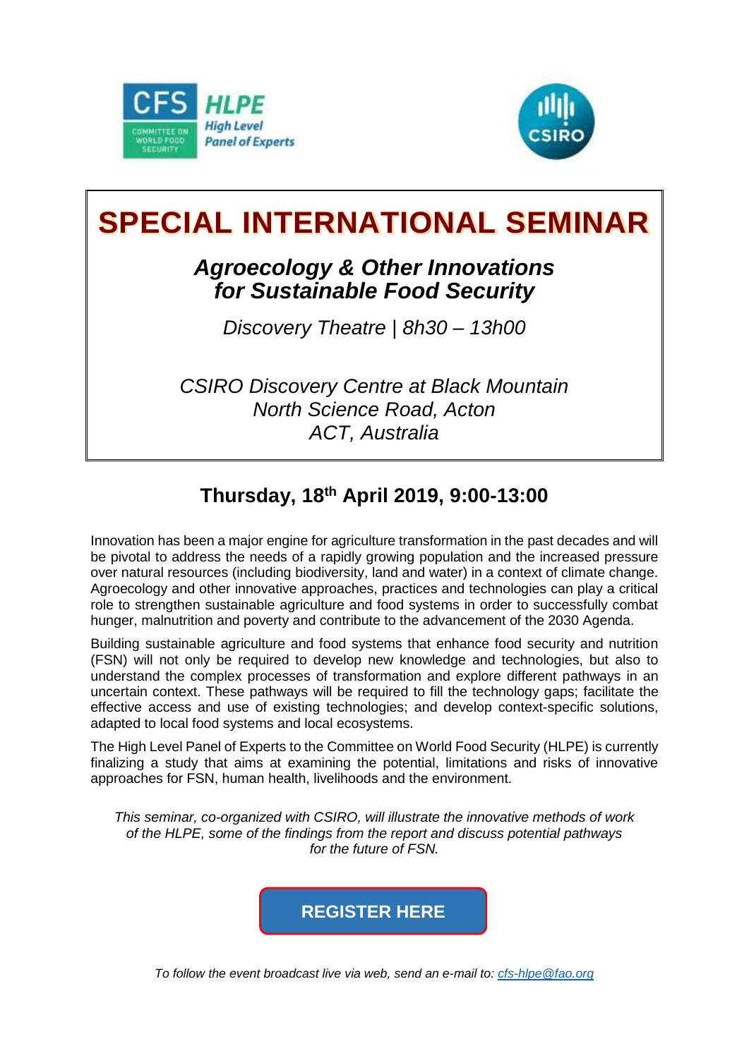CFS HLPE High Level Panel of Experts

COMMITTEE ON WORLD FOOD SECURITY

CSIRO

# SPECIAL INTERNATIONAL SEMINAR

## *Agroecology & Other Innovations for Sustainable Food Security*

*Discovery Theatre | 8h30 – 13h00*

*CSIRO Discovery Centre at Black Mountain*
*North Science Road, Acton*
*ACT, Australia*

### Thursday, 18th April 2019, 9:00-13:00

Innovation has been a major engine for agriculture transformation in the past decades and will be pivotal to address the needs of a rapidly growing population and the increased pressure over natural resources (including biodiversity, land and water) in a context of climate change. Agroecology and other innovative approaches, practices and technologies can play a critical role to strengthen sustainable agriculture and food systems in order to successfully combat hunger, malnutrition and poverty and contribute to the advancement of the 2030 Agenda.

Building sustainable agriculture and food systems that enhance food security and nutrition (FSN) will not only be required to develop new knowledge and technologies, but also to understand the complex processes of transformation and explore different pathways in an uncertain context. These pathways will be required to fill the technology gaps; facilitate the effective access and use of existing technologies; and develop context-specific solutions, adapted to local food systems and local ecosystems.

The High Level Panel of Experts to the Committee on World Food Security (HLPE) is currently finalizing a study that aims at examining the potential, limitations and risks of innovative approaches for FSN, human health, livelihoods and the environment.

*This seminar, co-organized with CSIRO, will illustrate the innovative methods of work of the HLPE, some of the findings from the report and discuss potential pathways for the future of FSN.*

**REGISTER HERE**

*To follow the event broadcast live via web, send an e-mail to: cfs-hlpe@fao.org*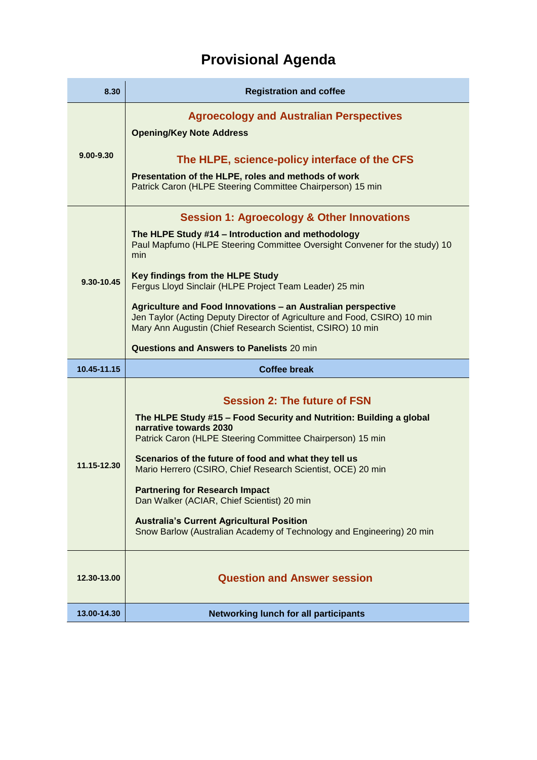# Provisional Agenda

| | |
|---|---|
| **8.30** | **Registration and coffee** |
| **9.00-9.30** | **Agroecology and Australian Perspectives**<br>**Opening/Key Note Address**<br><br>**The HLPE, science-policy interface of the CFS**<br>**Presentation of the HLPE, roles and methods of work**<br>Patrick Caron (HLPE Steering Committee Chairperson) 15 min |
| **9.30-10.45** | **Session 1: Agroecology & Other Innovations**<br>**The HLPE Study #14 – Introduction and methodology**<br>Paul Mapfumo (HLPE Steering Committee Oversight Convener for the study) 10 min<br><br>**Key findings from the HLPE Study**<br>Fergus Lloyd Sinclair (HLPE Project Team Leader) 25 min<br><br>**Agriculture and Food Innovations – an Australian perspective**<br>Jen Taylor (Acting Deputy Director of Agriculture and Food, CSIRO) 10 min<br>Mary Ann Augustin (Chief Research Scientist, CSIRO) 10 min<br><br>**Questions and Answers to Panelists** 20 min |
| **10.45-11.15** | **Coffee break** |
| **11.15-12.30** | **Session 2: The future of FSN**<br>**The HLPE Study #15 – Food Security and Nutrition: Building a global narrative towards 2030**<br>Patrick Caron (HLPE Steering Committee Chairperson) 15 min<br><br>**Scenarios of the future of food and what they tell us**<br>Mario Herrero (CSIRO, Chief Research Scientist, OCE) 20 min<br><br>**Partnering for Research Impact**<br>Dan Walker (ACIAR, Chief Scientist) 20 min<br><br>**Australia's Current Agricultural Position**<br>Snow Barlow (Australian Academy of Technology and Engineering) 20 min |
| **12.30-13.00** | **Question and Answer session** |
| **13.00-14.30** | **Networking lunch for all participants** |